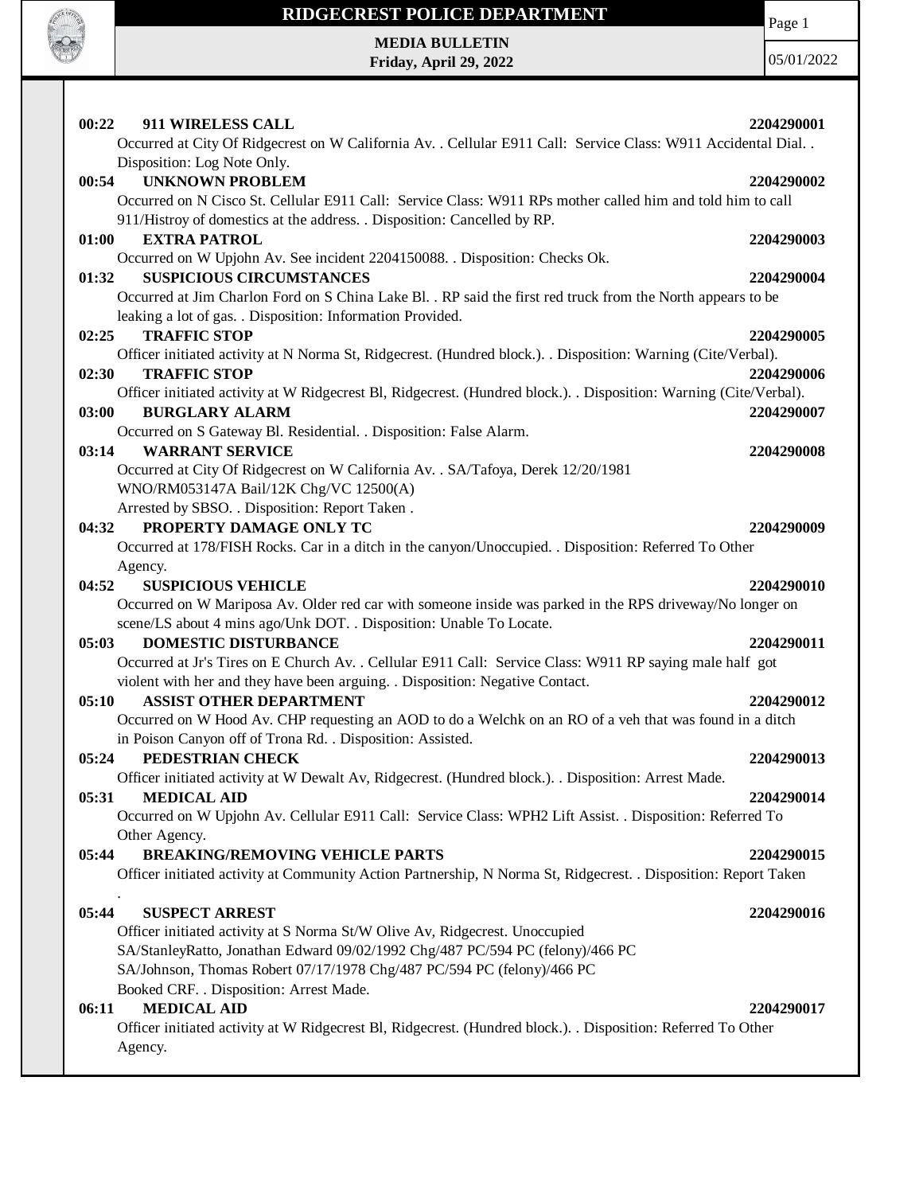# RIDGECREST POLICE DEPARTMENT

**MEDIA BULLETIN**
**Friday, April 29, 2022**

05/01/2022

**00:22 911 WIRELESS CALL** **2204290001**
Occurred at City Of Ridgecrest on W California Av. . Cellular E911 Call: Service Class: W911 Accidental Dial. . Disposition: Log Note Only.

**00:54 UNKNOWN PROBLEM** **2204290002**
Occurred on N Cisco St. Cellular E911 Call: Service Class: W911 RPs mother called him and told him to call 911/Histroy of domestics at the address. . Disposition: Cancelled by RP.

**01:00 EXTRA PATROL** **2204290003**
Occurred on W Upjohn Av. See incident 2204150088. . Disposition: Checks Ok.

**01:32 SUSPICIOUS CIRCUMSTANCES** **2204290004**
Occurred at Jim Charlon Ford on S China Lake Bl. . RP said the first red truck from the North appears to be leaking a lot of gas. . Disposition: Information Provided.

**02:25 TRAFFIC STOP** **2204290005**
Officer initiated activity at N Norma St, Ridgecrest. (Hundred block.). . Disposition: Warning (Cite/Verbal).

**02:30 TRAFFIC STOP** **2204290006**
Officer initiated activity at W Ridgecrest Bl, Ridgecrest. (Hundred block.). . Disposition: Warning (Cite/Verbal).

**03:00 BURGLARY ALARM** **2204290007**
Occurred on S Gateway Bl. Residential. . Disposition: False Alarm.

**03:14 WARRANT SERVICE** **2204290008**
Occurred at City Of Ridgecrest on W California Av. . SA/Tafoya, Derek 12/20/1981
WNO/RM053147A Bail/12K Chg/VC 12500(A)
Arrested by SBSO. . Disposition: Report Taken .

**04:32 PROPERTY DAMAGE ONLY TC** **2204290009**
Occurred at 178/FISH Rocks. Car in a ditch in the canyon/Unoccupied. . Disposition: Referred To Other Agency.

**04:52 SUSPICIOUS VEHICLE** **2204290010**
Occurred on W Mariposa Av. Older red car with someone inside was parked in the RPS driveway/No longer on scene/LS about 4 mins ago/Unk DOT. . Disposition: Unable To Locate.

**05:03 DOMESTIC DISTURBANCE** **2204290011**
Occurred at Jr's Tires on E Church Av. . Cellular E911 Call: Service Class: W911 RP saying male half got violent with her and they have been arguing. . Disposition: Negative Contact.

**05:10 ASSIST OTHER DEPARTMENT** **2204290012**
Occurred on W Hood Av. CHP requesting an AOD to do a Welchk on an RO of a veh that was found in a ditch in Poison Canyon off of Trona Rd. . Disposition: Assisted.

**05:24 PEDESTRIAN CHECK** **2204290013**
Officer initiated activity at W Dewalt Av, Ridgecrest. (Hundred block.). . Disposition: Arrest Made.

**05:31 MEDICAL AID** **2204290014**
Occurred on W Upjohn Av. Cellular E911 Call: Service Class: WPH2 Lift Assist. . Disposition: Referred To Other Agency.

**05:44 BREAKING/REMOVING VEHICLE PARTS** **2204290015**
Officer initiated activity at Community Action Partnership, N Norma St, Ridgecrest. . Disposition: Report Taken .

**05:44 SUSPECT ARREST** **2204290016**
Officer initiated activity at S Norma St/W Olive Av, Ridgecrest. Unoccupied
SA/StanleyRatto, Jonathan Edward 09/02/1992 Chg/487 PC/594 PC (felony)/466 PC
SA/Johnson, Thomas Robert 07/17/1978 Chg/487 PC/594 PC (felony)/466 PC
Booked CRF. . Disposition: Arrest Made.

**06:11 MEDICAL AID** **2204290017**
Officer initiated activity at W Ridgecrest Bl, Ridgecrest. (Hundred block.). . Disposition: Referred To Other Agency.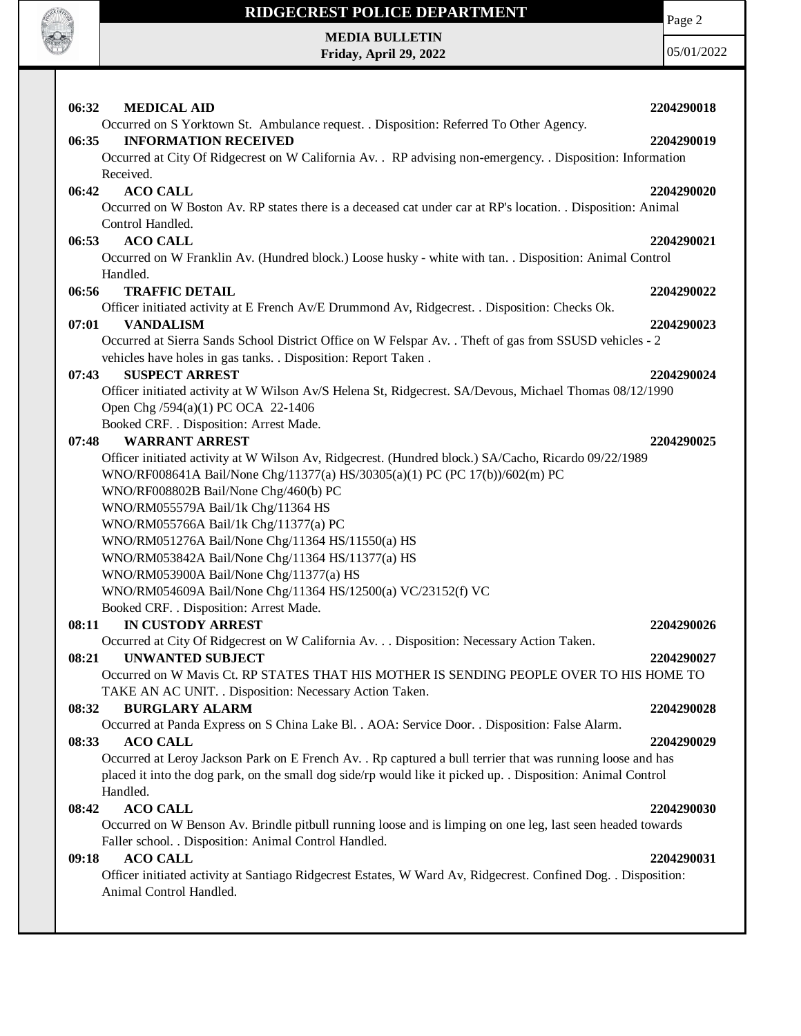**06:32 MEDICAL AID** **2204290018**

Occurred on S Yorktown St. Ambulance request. . Disposition: Referred To Other Agency.

**06:35 INFORMATION RECEIVED** **2204290019**

Occurred at City Of Ridgecrest on W California Av. . RP advising non-emergency. . Disposition: Information Received.

**06:42 ACO CALL** **2204290020**

Occurred on W Boston Av. RP states there is a deceased cat under car at RP's location. . Disposition: Animal Control Handled.

**06:53 ACO CALL** **2204290021**

Occurred on W Franklin Av. (Hundred block.) Loose husky - white with tan. . Disposition: Animal Control Handled.

**06:56 TRAFFIC DETAIL** **2204290022**

Officer initiated activity at E French Av/E Drummond Av, Ridgecrest. . Disposition: Checks Ok.

**07:01 VANDALISM** **2204290023**

Occurred at Sierra Sands School District Office on W Felspar Av. . Theft of gas from SSUSD vehicles - 2 vehicles have holes in gas tanks. . Disposition: Report Taken .

**07:43 SUSPECT ARREST** **2204290024**

Officer initiated activity at W Wilson Av/S Helena St, Ridgecrest. SA/Devous, Michael Thomas 08/12/1990
Open Chg /594(a)(1) PC OCA 22-1406
Booked CRF. . Disposition: Arrest Made.

**07:48 WARRANT ARREST** **2204290025**

Officer initiated activity at W Wilson Av, Ridgecrest. (Hundred block.) SA/Cacho, Ricardo 09/22/1989
WNO/RF008641A Bail/None Chg/11377(a) HS/30305(a)(1) PC (PC 17(b))/602(m) PC
WNO/RF008802B Bail/None Chg/460(b) PC
WNO/RM055579A Bail/1k Chg/11364 HS
WNO/RM055766A Bail/1k Chg/11377(a) PC
WNO/RM051276A Bail/None Chg/11364 HS/11550(a) HS
WNO/RM053842A Bail/None Chg/11364 HS/11377(a) HS
WNO/RM053900A Bail/None Chg/11377(a) HS
WNO/RM054609A Bail/None Chg/11364 HS/12500(a) VC/23152(f) VC
Booked CRF. . Disposition: Arrest Made.

**08:11 IN CUSTODY ARREST** **2204290026**

Occurred at City Of Ridgecrest on W California Av. . . Disposition: Necessary Action Taken.

**08:21 UNWANTED SUBJECT** **2204290027**

Occurred on W Mavis Ct. RP STATES THAT HIS MOTHER IS SENDING PEOPLE OVER TO HIS HOME TO TAKE AN AC UNIT. . Disposition: Necessary Action Taken.

**08:32 BURGLARY ALARM** **2204290028**

Occurred at Panda Express on S China Lake Bl. . AOA: Service Door. . Disposition: False Alarm.

**08:33 ACO CALL** **2204290029**

Occurred at Leroy Jackson Park on E French Av. . Rp captured a bull terrier that was running loose and has placed it into the dog park, on the small dog side/rp would like it picked up. . Disposition: Animal Control Handled.

**08:42 ACO CALL** **2204290030**

Occurred on W Benson Av. Brindle pitbull running loose and is limping on one leg, last seen headed towards Faller school. . Disposition: Animal Control Handled.

**09:18 ACO CALL** **2204290031**

Officer initiated activity at Santiago Ridgecrest Estates, W Ward Av, Ridgecrest. Confined Dog. . Disposition: Animal Control Handled.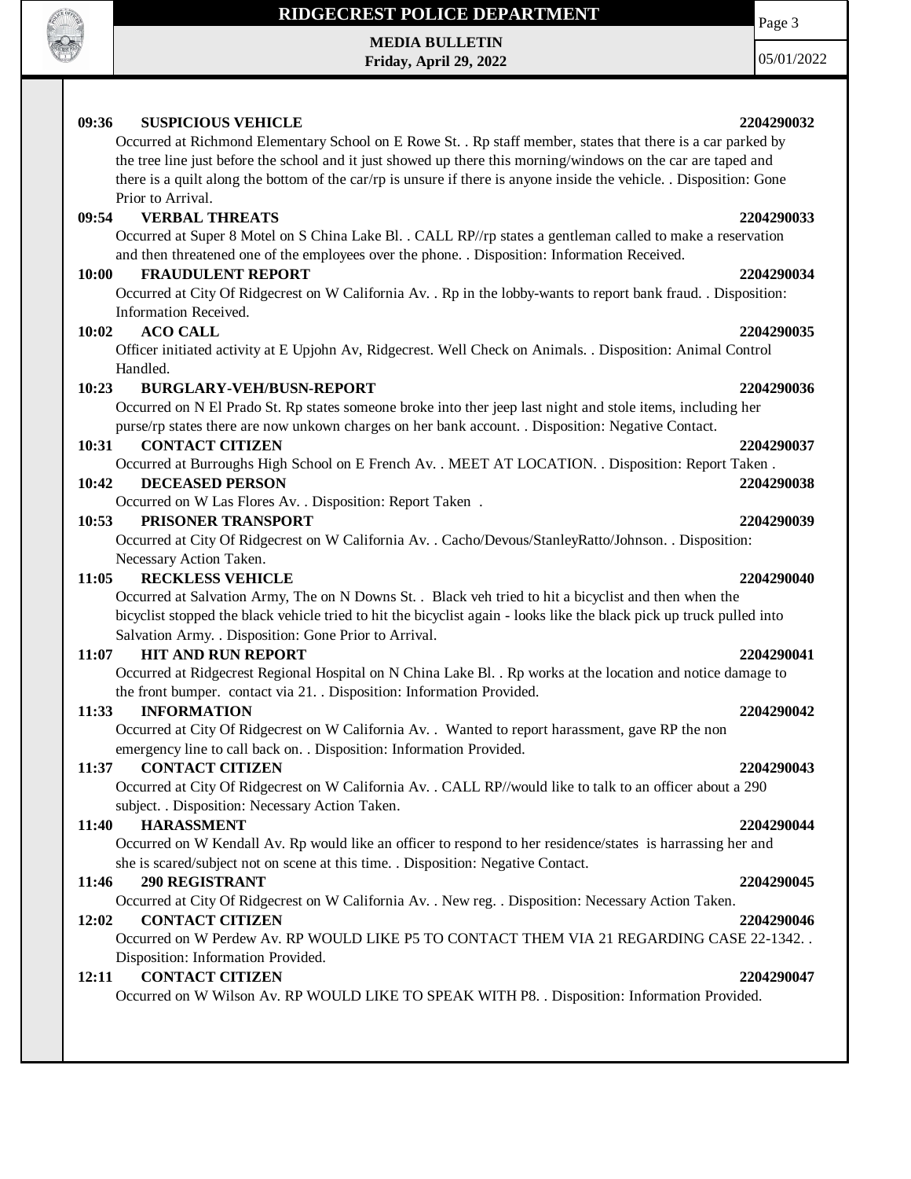**09:36 SUSPICIOUS VEHICLE** **2204290032**
Occurred at Richmond Elementary School on E Rowe St. . Rp staff member, states that there is a car parked by the tree line just before the school and it just showed up there this morning/windows on the car are taped and there is a quilt along the bottom of the car/rp is unsure if there is anyone inside the vehicle. . Disposition: Gone Prior to Arrival.

**09:54 VERBAL THREATS** **2204290033**
Occurred at Super 8 Motel on S China Lake Bl. . CALL RP//rp states a gentleman called to make a reservation and then threatened one of the employees over the phone. . Disposition: Information Received.

**10:00 FRAUDULENT REPORT** **2204290034**
Occurred at City Of Ridgecrest on W California Av. . Rp in the lobby-wants to report bank fraud. . Disposition: Information Received.

**10:02 ACO CALL** **2204290035**
Officer initiated activity at E Upjohn Av, Ridgecrest. Well Check on Animals. . Disposition: Animal Control Handled.

**10:23 BURGLARY-VEH/BUSN-REPORT** **2204290036**
Occurred on N El Prado St. Rp states someone broke into ther jeep last night and stole items, including her purse/rp states there are now unkown charges on her bank account. . Disposition: Negative Contact.

**10:31 CONTACT CITIZEN** **2204290037**
Occurred at Burroughs High School on E French Av. . MEET AT LOCATION. . Disposition: Report Taken .

**10:42 DECEASED PERSON** **2204290038**
Occurred on W Las Flores Av. . Disposition: Report Taken .

**10:53 PRISONER TRANSPORT** **2204290039**
Occurred at City Of Ridgecrest on W California Av. . Cacho/Devous/StanleyRatto/Johnson. . Disposition: Necessary Action Taken.

**11:05 RECKLESS VEHICLE** **2204290040**
Occurred at Salvation Army, The on N Downs St. . Black veh tried to hit a bicyclist and then when the bicyclist stopped the black vehicle tried to hit the bicyclist again - looks like the black pick up truck pulled into Salvation Army. . Disposition: Gone Prior to Arrival.

**11:07 HIT AND RUN REPORT** **2204290041**
Occurred at Ridgecrest Regional Hospital on N China Lake Bl. . Rp works at the location and notice damage to the front bumper. contact via 21. . Disposition: Information Provided.

**11:33 INFORMATION** **2204290042**
Occurred at City Of Ridgecrest on W California Av. . Wanted to report harassment, gave RP the non emergency line to call back on. . Disposition: Information Provided.

**11:37 CONTACT CITIZEN** **2204290043**
Occurred at City Of Ridgecrest on W California Av. . CALL RP//would like to talk to an officer about a 290 subject. . Disposition: Necessary Action Taken.

**11:40 HARASSMENT** **2204290044**
Occurred on W Kendall Av. Rp would like an officer to respond to her residence/states is harrassing her and she is scared/subject not on scene at this time. . Disposition: Negative Contact.

**11:46 290 REGISTRANT** **2204290045**
Occurred at City Of Ridgecrest on W California Av. . New reg. . Disposition: Necessary Action Taken.

**12:02 CONTACT CITIZEN** **2204290046**
Occurred on W Perdew Av. RP WOULD LIKE P5 TO CONTACT THEM VIA 21 REGARDING CASE 22-1342. . Disposition: Information Provided.

**12:11 CONTACT CITIZEN** **2204290047**
Occurred on W Wilson Av. RP WOULD LIKE TO SPEAK WITH P8. . Disposition: Information Provided.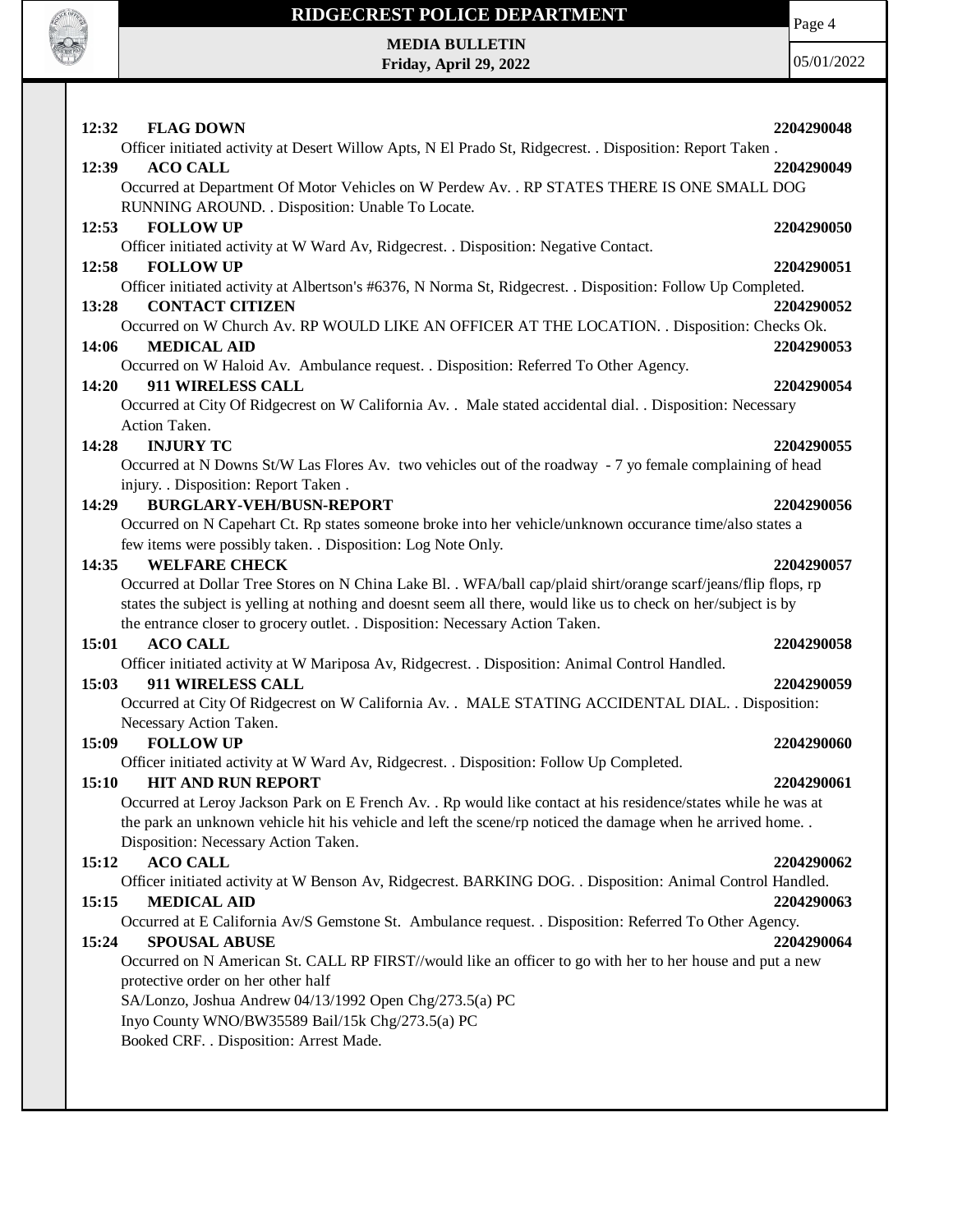**12:32 FLAG DOWN** **2204290048**
Officer initiated activity at Desert Willow Apts, N El Prado St, Ridgecrest. . Disposition: Report Taken .

**12:39 ACO CALL** **2204290049**
Occurred at Department Of Motor Vehicles on W Perdew Av. . RP STATES THERE IS ONE SMALL DOG RUNNING AROUND. . Disposition: Unable To Locate.

**12:53 FOLLOW UP** **2204290050**
Officer initiated activity at W Ward Av, Ridgecrest. . Disposition: Negative Contact.

**12:58 FOLLOW UP** **2204290051**
Officer initiated activity at Albertson's #6376, N Norma St, Ridgecrest. . Disposition: Follow Up Completed.

**13:28 CONTACT CITIZEN** **2204290052**
Occurred on W Church Av. RP WOULD LIKE AN OFFICER AT THE LOCATION. . Disposition: Checks Ok.

**14:06 MEDICAL AID** **2204290053**
Occurred on W Haloid Av. Ambulance request. . Disposition: Referred To Other Agency.

**14:20 911 WIRELESS CALL** **2204290054**
Occurred at City Of Ridgecrest on W California Av. . Male stated accidental dial. . Disposition: Necessary Action Taken.

**14:28 INJURY TC** **2204290055**
Occurred at N Downs St/W Las Flores Av. two vehicles out of the roadway - 7 yo female complaining of head injury. . Disposition: Report Taken .

**14:29 BURGLARY-VEH/BUSN-REPORT** **2204290056**
Occurred on N Capehart Ct. Rp states someone broke into her vehicle/unknown occurance time/also states a few items were possibly taken. . Disposition: Log Note Only.

**14:35 WELFARE CHECK** **2204290057**
Occurred at Dollar Tree Stores on N China Lake Bl. . WFA/ball cap/plaid shirt/orange scarf/jeans/flip flops, rp states the subject is yelling at nothing and doesnt seem all there, would like us to check on her/subject is by the entrance closer to grocery outlet. . Disposition: Necessary Action Taken.

**15:01 ACO CALL** **2204290058**
Officer initiated activity at W Mariposa Av, Ridgecrest. . Disposition: Animal Control Handled.

**15:03 911 WIRELESS CALL** **2204290059**
Occurred at City Of Ridgecrest on W California Av. . MALE STATING ACCIDENTAL DIAL. . Disposition: Necessary Action Taken.

**15:09 FOLLOW UP** **2204290060**
Officer initiated activity at W Ward Av, Ridgecrest. . Disposition: Follow Up Completed.

**15:10 HIT AND RUN REPORT** **2204290061**
Occurred at Leroy Jackson Park on E French Av. . Rp would like contact at his residence/states while he was at the park an unknown vehicle hit his vehicle and left the scene/rp noticed the damage when he arrived home. . Disposition: Necessary Action Taken.

**15:12 ACO CALL** **2204290062**
Officer initiated activity at W Benson Av, Ridgecrest. BARKING DOG. . Disposition: Animal Control Handled.

**15:15 MEDICAL AID** **2204290063**
Occurred at E California Av/S Gemstone St. Ambulance request. . Disposition: Referred To Other Agency.

**15:24 SPOUSAL ABUSE** **2204290064**
Occurred on N American St. CALL RP FIRST//would like an officer to go with her to her house and put a new protective order on her other half
SA/Lonzo, Joshua Andrew 04/13/1992 Open Chg/273.5(a) PC
Inyo County WNO/BW35589 Bail/15k Chg/273.5(a) PC
Booked CRF. . Disposition: Arrest Made.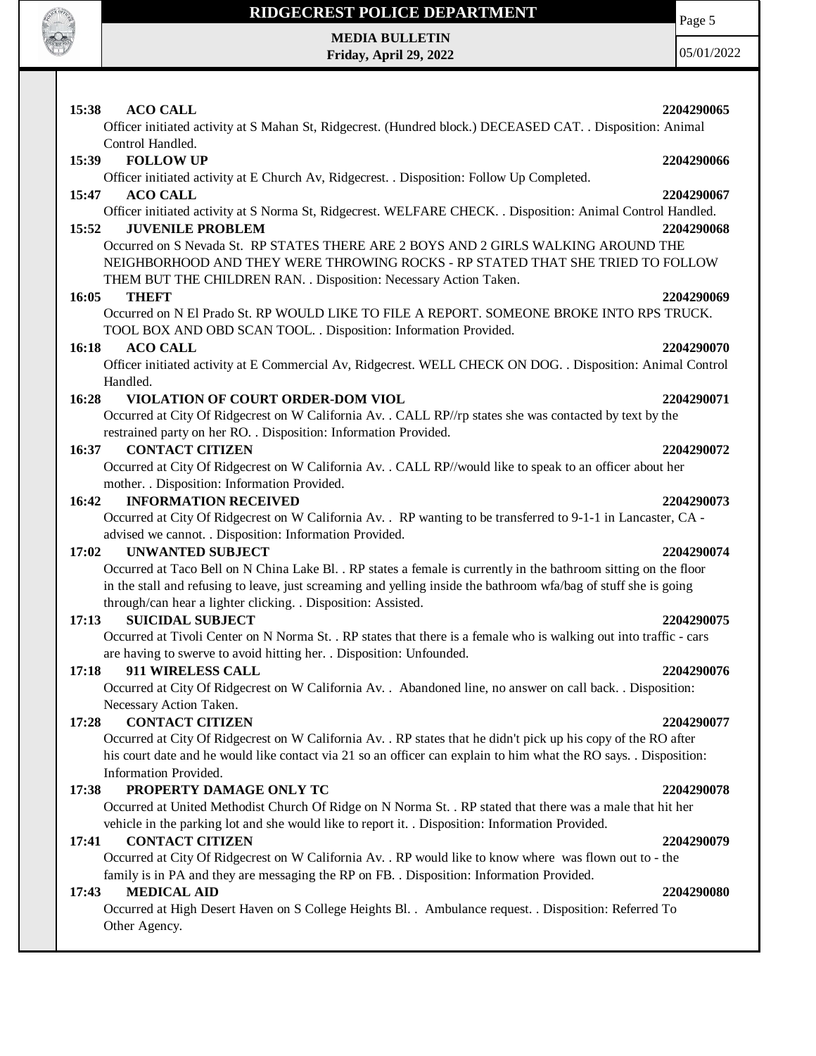**15:38 ACO CALL** **2204290065**

Officer initiated activity at S Mahan St, Ridgecrest. (Hundred block.) DECEASED CAT. . Disposition: Animal Control Handled.

**15:39 FOLLOW UP** **2204290066**

Officer initiated activity at E Church Av, Ridgecrest. . Disposition: Follow Up Completed.

**15:47 ACO CALL** **2204290067**

Officer initiated activity at S Norma St, Ridgecrest. WELFARE CHECK. . Disposition: Animal Control Handled.

**15:52 JUVENILE PROBLEM** **2204290068**

Occurred on S Nevada St. RP STATES THERE ARE 2 BOYS AND 2 GIRLS WALKING AROUND THE NEIGHBORHOOD AND THEY WERE THROWING ROCKS - RP STATED THAT SHE TRIED TO FOLLOW THEM BUT THE CHILDREN RAN. . Disposition: Necessary Action Taken.

**16:05 THEFT** **2204290069**

Occurred on N El Prado St. RP WOULD LIKE TO FILE A REPORT. SOMEONE BROKE INTO RPS TRUCK. TOOL BOX AND OBD SCAN TOOL. . Disposition: Information Provided.

**16:18 ACO CALL** **2204290070**

Officer initiated activity at E Commercial Av, Ridgecrest. WELL CHECK ON DOG. . Disposition: Animal Control Handled.

**16:28 VIOLATION OF COURT ORDER-DOM VIOL** **2204290071**

Occurred at City Of Ridgecrest on W California Av. . CALL RP//rp states she was contacted by text by the restrained party on her RO. . Disposition: Information Provided.

**16:37 CONTACT CITIZEN** **2204290072**

Occurred at City Of Ridgecrest on W California Av. . CALL RP//would like to speak to an officer about her mother. . Disposition: Information Provided.

**16:42 INFORMATION RECEIVED** **2204290073**

Occurred at City Of Ridgecrest on W California Av. . RP wanting to be transferred to 9-1-1 in Lancaster, CA - advised we cannot. . Disposition: Information Provided.

**17:02 UNWANTED SUBJECT** **2204290074**

Occurred at Taco Bell on N China Lake Bl. . RP states a female is currently in the bathroom sitting on the floor in the stall and refusing to leave, just screaming and yelling inside the bathroom wfa/bag of stuff she is going through/can hear a lighter clicking. . Disposition: Assisted.

**17:13 SUICIDAL SUBJECT** **2204290075**

Occurred at Tivoli Center on N Norma St. . RP states that there is a female who is walking out into traffic - cars are having to swerve to avoid hitting her. . Disposition: Unfounded.

**17:18 911 WIRELESS CALL** **2204290076**

Occurred at City Of Ridgecrest on W California Av. . Abandoned line, no answer on call back. . Disposition: Necessary Action Taken.

**17:28 CONTACT CITIZEN** **2204290077**

Occurred at City Of Ridgecrest on W California Av. . RP states that he didn't pick up his copy of the RO after his court date and he would like contact via 21 so an officer can explain to him what the RO says. . Disposition: Information Provided.

**17:38 PROPERTY DAMAGE ONLY TC** **2204290078**

Occurred at United Methodist Church Of Ridge on N Norma St. . RP stated that there was a male that hit her vehicle in the parking lot and she would like to report it. . Disposition: Information Provided.

**17:41 CONTACT CITIZEN** **2204290079**

Occurred at City Of Ridgecrest on W California Av. . RP would like to know where was flown out to - the family is in PA and they are messaging the RP on FB. . Disposition: Information Provided.

**17:43 MEDICAL AID** **2204290080**

Occurred at High Desert Haven on S College Heights Bl. . Ambulance request. . Disposition: Referred To Other Agency.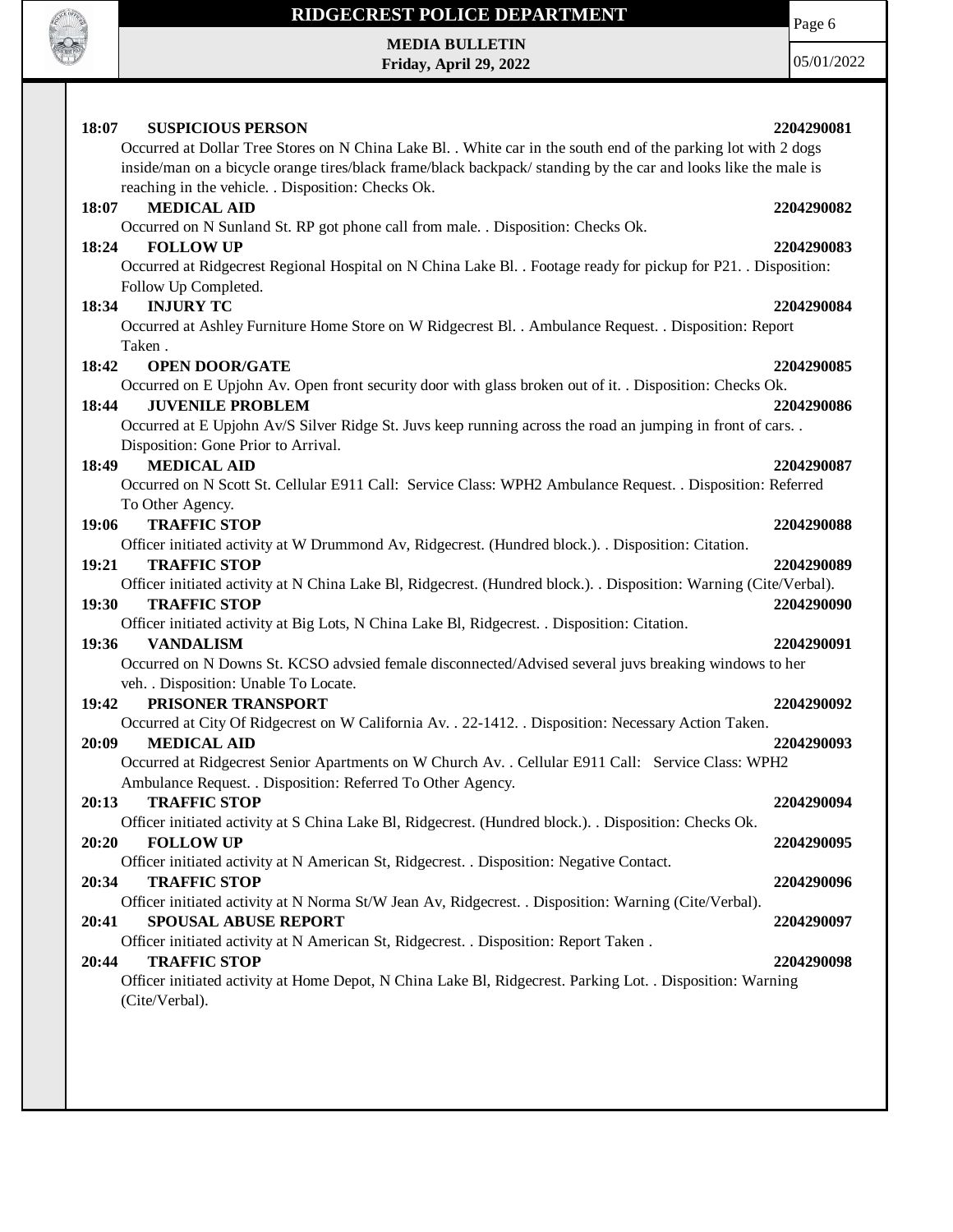**18:07 SUSPICIOUS PERSON 2204290081**

Occurred at Dollar Tree Stores on N China Lake Bl. . White car in the south end of the parking lot with 2 dogs inside/man on a bicycle orange tires/black frame/black backpack/ standing by the car and looks like the male is reaching in the vehicle. . Disposition: Checks Ok.

**18:07 MEDICAL AID 2204290082**

Occurred on N Sunland St. RP got phone call from male. . Disposition: Checks Ok.

**18:24 FOLLOW UP 2204290083**

Occurred at Ridgecrest Regional Hospital on N China Lake Bl. . Footage ready for pickup for P21. . Disposition: Follow Up Completed.

**18:34 INJURY TC 2204290084**

Occurred at Ashley Furniture Home Store on W Ridgecrest Bl. . Ambulance Request. . Disposition: Report Taken .

**18:42 OPEN DOOR/GATE 2204290085**

Occurred on E Upjohn Av. Open front security door with glass broken out of it. . Disposition: Checks Ok.

**18:44 JUVENILE PROBLEM 2204290086**

Occurred at E Upjohn Av/S Silver Ridge St. Juvs keep running across the road an jumping in front of cars. . Disposition: Gone Prior to Arrival.

**18:49 MEDICAL AID 2204290087**

Occurred on N Scott St. Cellular E911 Call: Service Class: WPH2 Ambulance Request. . Disposition: Referred To Other Agency.

**19:06 TRAFFIC STOP 2204290088**

Officer initiated activity at W Drummond Av, Ridgecrest. (Hundred block.). . Disposition: Citation.

**19:21 TRAFFIC STOP 2204290089**

Officer initiated activity at N China Lake Bl, Ridgecrest. (Hundred block.). . Disposition: Warning (Cite/Verbal).

**19:30 TRAFFIC STOP 2204290090**

Officer initiated activity at Big Lots, N China Lake Bl, Ridgecrest. . Disposition: Citation.

**19:36 VANDALISM 2204290091**

Occurred on N Downs St. KCSO advsied female disconnected/Advised several juvs breaking windows to her veh. . Disposition: Unable To Locate.

**19:42 PRISONER TRANSPORT 2204290092**

Occurred at City Of Ridgecrest on W California Av. . 22-1412. . Disposition: Necessary Action Taken.

**20:09 MEDICAL AID 2204290093**

Occurred at Ridgecrest Senior Apartments on W Church Av. . Cellular E911 Call: Service Class: WPH2 Ambulance Request. . Disposition: Referred To Other Agency.

**20:13 TRAFFIC STOP 2204290094**

Officer initiated activity at S China Lake Bl, Ridgecrest. (Hundred block.). . Disposition: Checks Ok.

**20:20 FOLLOW UP 2204290095**

Officer initiated activity at N American St, Ridgecrest. . Disposition: Negative Contact.

**20:34 TRAFFIC STOP 2204290096**

Officer initiated activity at N Norma St/W Jean Av, Ridgecrest. . Disposition: Warning (Cite/Verbal).

**20:41 SPOUSAL ABUSE REPORT 2204290097**

Officer initiated activity at N American St, Ridgecrest. . Disposition: Report Taken .

**20:44 TRAFFIC STOP 2204290098**

Officer initiated activity at Home Depot, N China Lake Bl, Ridgecrest. Parking Lot. . Disposition: Warning (Cite/Verbal).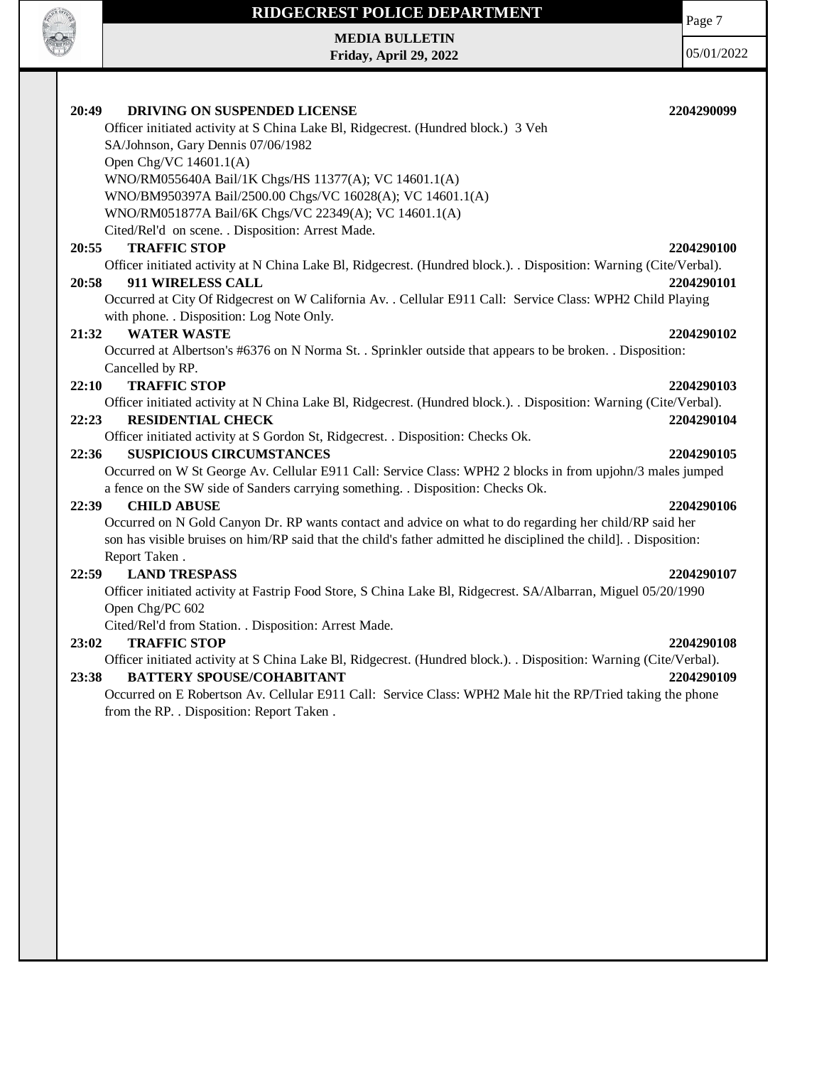**20:49 DRIVING ON SUSPENDED LICENSE 2204290099**

Officer initiated activity at S China Lake Bl, Ridgecrest. (Hundred block.) 3 Veh
SA/Johnson, Gary Dennis 07/06/1982
Open Chg/VC 14601.1(A)
WNO/RM055640A Bail/1K Chgs/HS 11377(A); VC 14601.1(A)
WNO/BM950397A Bail/2500.00 Chgs/VC 16028(A); VC 14601.1(A)
WNO/RM051877A Bail/6K Chgs/VC 22349(A); VC 14601.1(A)
Cited/Rel'd on scene. . Disposition: Arrest Made.

**20:55 TRAFFIC STOP 2204290100**

Officer initiated activity at N China Lake Bl, Ridgecrest. (Hundred block.). . Disposition: Warning (Cite/Verbal).

**20:58 911 WIRELESS CALL 2204290101**

Occurred at City Of Ridgecrest on W California Av. . Cellular E911 Call: Service Class: WPH2 Child Playing with phone. . Disposition: Log Note Only.

**21:32 WATER WASTE 2204290102**

Occurred at Albertson's #6376 on N Norma St. . Sprinkler outside that appears to be broken. . Disposition: Cancelled by RP.

**22:10 TRAFFIC STOP 2204290103**

Officer initiated activity at N China Lake Bl, Ridgecrest. (Hundred block.). . Disposition: Warning (Cite/Verbal).

**22:23 RESIDENTIAL CHECK 2204290104**

Officer initiated activity at S Gordon St, Ridgecrest. . Disposition: Checks Ok.

**22:36 SUSPICIOUS CIRCUMSTANCES 2204290105**

Occurred on W St George Av. Cellular E911 Call: Service Class: WPH2 2 blocks in from upjohn/3 males jumped a fence on the SW side of Sanders carrying something. . Disposition: Checks Ok.

**22:39 CHILD ABUSE 2204290106**

Occurred on N Gold Canyon Dr. RP wants contact and advice on what to do regarding her child/RP said her son has visible bruises on him/RP said that the child's father admitted he disciplined the child]. . Disposition: Report Taken .

**22:59 LAND TRESPASS 2204290107**

Officer initiated activity at Fastrip Food Store, S China Lake Bl, Ridgecrest. SA/Albarran, Miguel 05/20/1990
Open Chg/PC 602
Cited/Rel'd from Station. . Disposition: Arrest Made.

**23:02 TRAFFIC STOP 2204290108**

Officer initiated activity at S China Lake Bl, Ridgecrest. (Hundred block.). . Disposition: Warning (Cite/Verbal).

**23:38 BATTERY SPOUSE/COHABITANT 2204290109**

Occurred on E Robertson Av. Cellular E911 Call: Service Class: WPH2 Male hit the RP/Tried taking the phone from the RP. . Disposition: Report Taken .